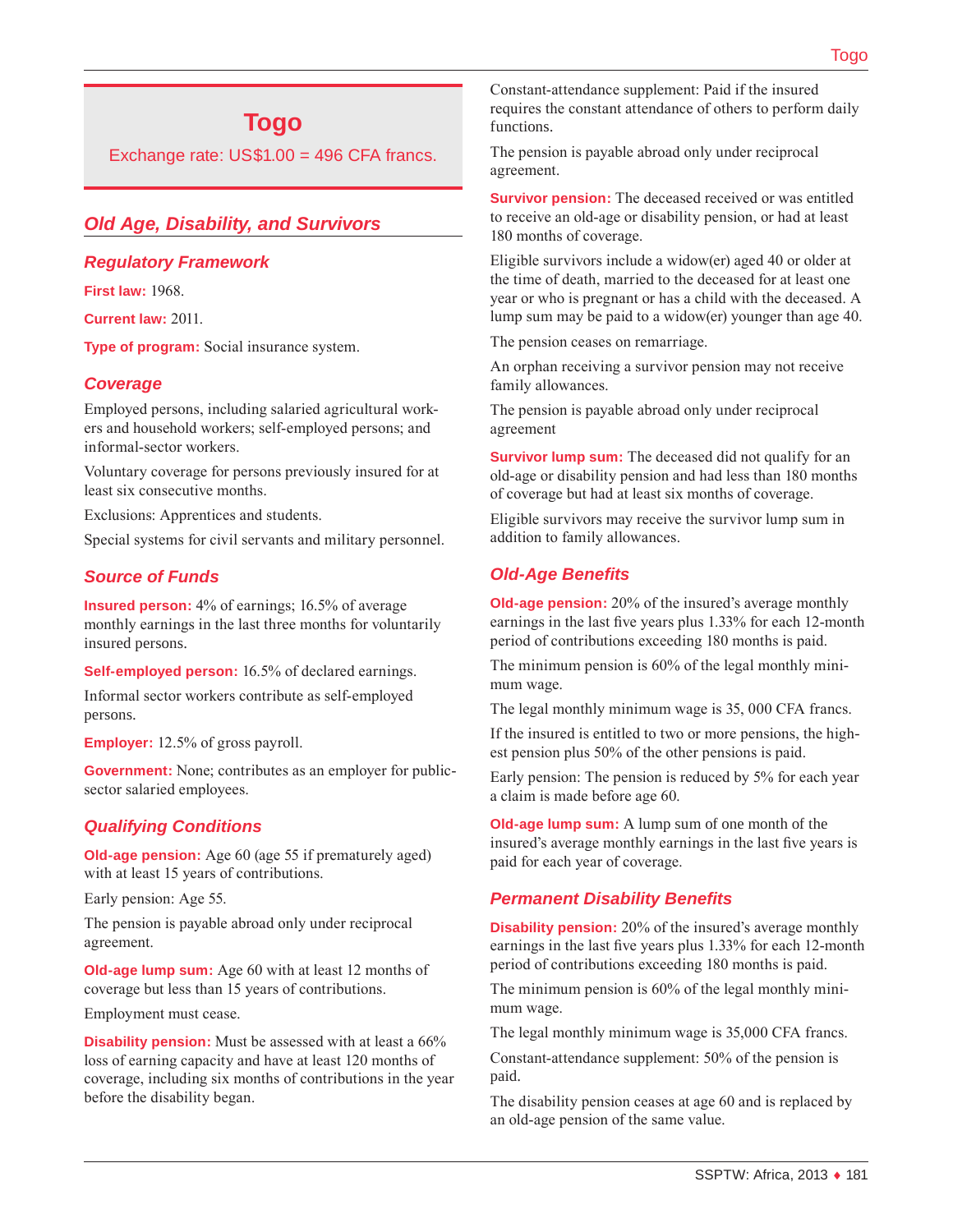# Togo

Exchange rate: US$1.00 = 496 CFA francs.

## Old Age, Disability, and Survivors

### Regulatory Framework

**First law:** 1968.

**Current law:** 2011.

**Type of program:** Social insurance system.

### Coverage

Employed persons, including salaried agricultural workers and household workers; self-employed persons; and informal-sector workers.

Voluntary coverage for persons previously insured for at least six consecutive months.

Exclusions: Apprentices and students.

Special systems for civil servants and military personnel.

### Source of Funds

**Insured person:** 4% of earnings; 16.5% of average monthly earnings in the last three months for voluntarily insured persons.

**Self-employed person:** 16.5% of declared earnings.

Informal sector workers contribute as self-employed persons.

**Employer:** 12.5% of gross payroll.

**Government:** None; contributes as an employer for public-sector salaried employees.

### Qualifying Conditions

**Old-age pension:** Age 60 (age 55 if prematurely aged) with at least 15 years of contributions.

Early pension: Age 55.

The pension is payable abroad only under reciprocal agreement.

**Old-age lump sum:** Age 60 with at least 12 months of coverage but less than 15 years of contributions.

Employment must cease.

**Disability pension:** Must be assessed with at least a 66% loss of earning capacity and have at least 120 months of coverage, including six months of contributions in the year before the disability began.

Constant-attendance supplement: Paid if the insured requires the constant attendance of others to perform daily functions.

The pension is payable abroad only under reciprocal agreement.

**Survivor pension:** The deceased received or was entitled to receive an old-age or disability pension, or had at least 180 months of coverage.

Eligible survivors include a widow(er) aged 40 or older at the time of death, married to the deceased for at least one year or who is pregnant or has a child with the deceased. A lump sum may be paid to a widow(er) younger than age 40.

The pension ceases on remarriage.

An orphan receiving a survivor pension may not receive family allowances.

The pension is payable abroad only under reciprocal agreement

**Survivor lump sum:** The deceased did not qualify for an old-age or disability pension and had less than 180 months of coverage but had at least six months of coverage.

Eligible survivors may receive the survivor lump sum in addition to family allowances.

### Old-Age Benefits

**Old-age pension:** 20% of the insured's average monthly earnings in the last five years plus 1.33% for each 12-month period of contributions exceeding 180 months is paid.

The minimum pension is 60% of the legal monthly minimum wage.

The legal monthly minimum wage is 35, 000 CFA francs.

If the insured is entitled to two or more pensions, the highest pension plus 50% of the other pensions is paid.

Early pension: The pension is reduced by 5% for each year a claim is made before age 60.

**Old-age lump sum:** A lump sum of one month of the insured's average monthly earnings in the last five years is paid for each year of coverage.

### Permanent Disability Benefits

**Disability pension:** 20% of the insured's average monthly earnings in the last five years plus 1.33% for each 12-month period of contributions exceeding 180 months is paid.

The minimum pension is 60% of the legal monthly minimum wage.

The legal monthly minimum wage is 35,000 CFA francs.

Constant-attendance supplement: 50% of the pension is paid.

The disability pension ceases at age 60 and is replaced by an old-age pension of the same value.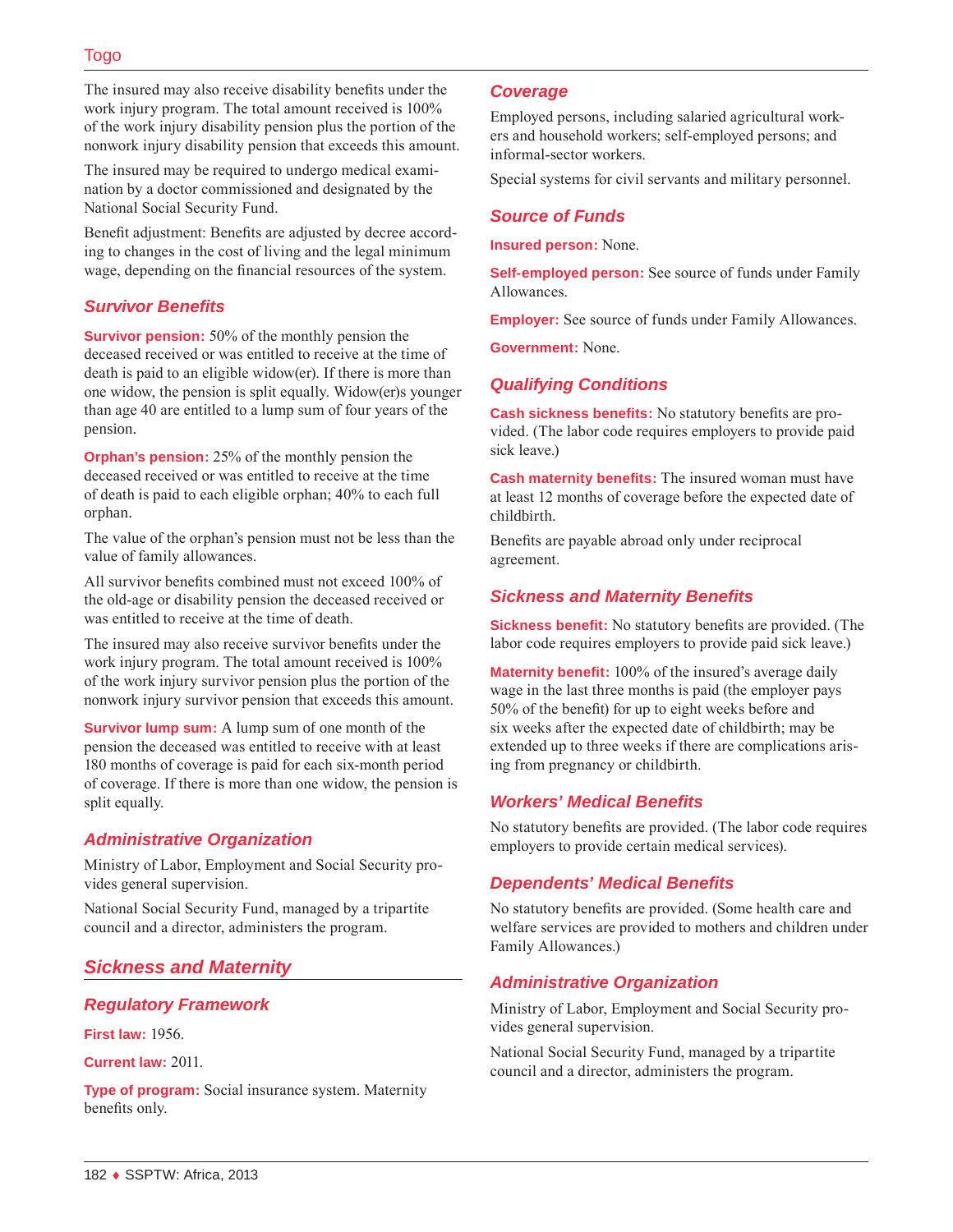The insured may also receive disability benefits under the work injury program. The total amount received is 100% of the work injury disability pension plus the portion of the nonwork injury disability pension that exceeds this amount.

The insured may be required to undergo medical examination by a doctor commissioned and designated by the National Social Security Fund.

Benefit adjustment: Benefits are adjusted by decree according to changes in the cost of living and the legal minimum wage, depending on the financial resources of the system.

### Survivor Benefits

**Survivor pension:** 50% of the monthly pension the deceased received or was entitled to receive at the time of death is paid to an eligible widow(er). If there is more than one widow, the pension is split equally. Widow(er)s younger than age 40 are entitled to a lump sum of four years of the pension.

**Orphan's pension:** 25% of the monthly pension the deceased received or was entitled to receive at the time of death is paid to each eligible orphan; 40% to each full orphan.

The value of the orphan's pension must not be less than the value of family allowances.

All survivor benefits combined must not exceed 100% of the old-age or disability pension the deceased received or was entitled to receive at the time of death.

The insured may also receive survivor benefits under the work injury program. The total amount received is 100% of the work injury survivor pension plus the portion of the nonwork injury survivor pension that exceeds this amount.

**Survivor lump sum:** A lump sum of one month of the pension the deceased was entitled to receive with at least 180 months of coverage is paid for each six-month period of coverage. If there is more than one widow, the pension is split equally.

### Administrative Organization

Ministry of Labor, Employment and Social Security provides general supervision.

National Social Security Fund, managed by a tripartite council and a director, administers the program.

## Sickness and Maternity

### Regulatory Framework

**First law:** 1956.

**Current law:** 2011.

**Type of program:** Social insurance system. Maternity benefits only.

### Coverage

Employed persons, including salaried agricultural workers and household workers; self-employed persons; and informal-sector workers.

Special systems for civil servants and military personnel.

### Source of Funds

**Insured person:** None.

**Self-employed person:** See source of funds under Family Allowances.

**Employer:** See source of funds under Family Allowances.

**Government:** None.

### Qualifying Conditions

**Cash sickness benefits:** No statutory benefits are provided. (The labor code requires employers to provide paid sick leave.)

**Cash maternity benefits:** The insured woman must have at least 12 months of coverage before the expected date of childbirth.

Benefits are payable abroad only under reciprocal agreement.

### Sickness and Maternity Benefits

**Sickness benefit:** No statutory benefits are provided. (The labor code requires employers to provide paid sick leave.)

**Maternity benefit:** 100% of the insured's average daily wage in the last three months is paid (the employer pays 50% of the benefit) for up to eight weeks before and six weeks after the expected date of childbirth; may be extended up to three weeks if there are complications arising from pregnancy or childbirth.

### Workers' Medical Benefits

No statutory benefits are provided. (The labor code requires employers to provide certain medical services).

### Dependents' Medical Benefits

No statutory benefits are provided. (Some health care and welfare services are provided to mothers and children under Family Allowances.)

### Administrative Organization

Ministry of Labor, Employment and Social Security provides general supervision.

National Social Security Fund, managed by a tripartite council and a director, administers the program.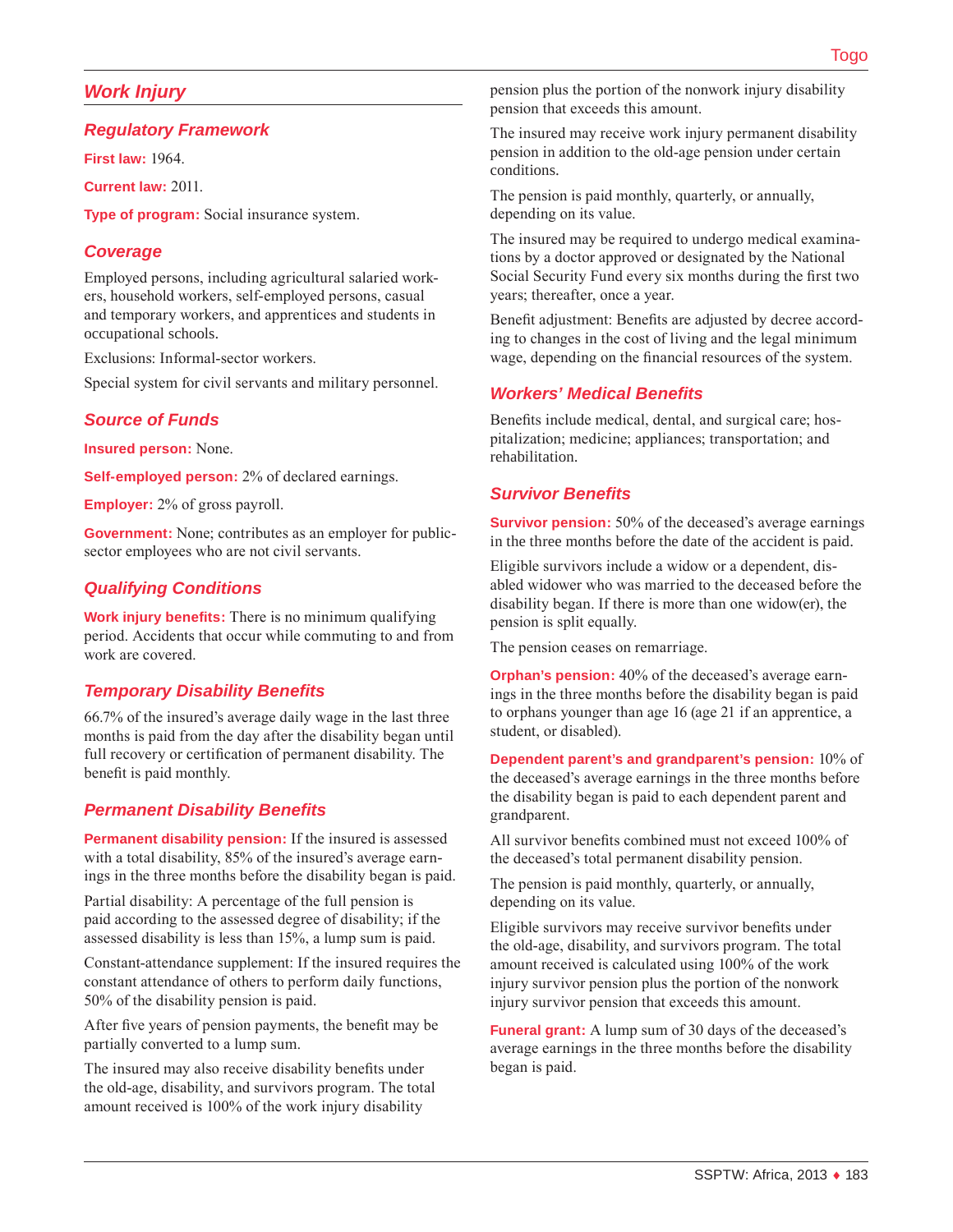## Work Injury

### Regulatory Framework

**First law:** 1964.

**Current law:** 2011.

**Type of program:** Social insurance system.

### Coverage

Employed persons, including agricultural salaried workers, household workers, self-employed persons, casual and temporary workers, and apprentices and students in occupational schools.

Exclusions: Informal-sector workers.

Special system for civil servants and military personnel.

### Source of Funds

**Insured person:** None.

**Self-employed person:** 2% of declared earnings.

**Employer:** 2% of gross payroll.

**Government:** None; contributes as an employer for public-sector employees who are not civil servants.

### Qualifying Conditions

**Work injury benefits:** There is no minimum qualifying period. Accidents that occur while commuting to and from work are covered.

### Temporary Disability Benefits

66.7% of the insured's average daily wage in the last three months is paid from the day after the disability began until full recovery or certification of permanent disability. The benefit is paid monthly.

### Permanent Disability Benefits

**Permanent disability pension:** If the insured is assessed with a total disability, 85% of the insured's average earnings in the three months before the disability began is paid.

Partial disability: A percentage of the full pension is paid according to the assessed degree of disability; if the assessed disability is less than 15%, a lump sum is paid.

Constant-attendance supplement: If the insured requires the constant attendance of others to perform daily functions, 50% of the disability pension is paid.

After five years of pension payments, the benefit may be partially converted to a lump sum.

The insured may also receive disability benefits under the old-age, disability, and survivors program. The total amount received is 100% of the work injury disability pension plus the portion of the nonwork injury disability pension that exceeds this amount.

The insured may receive work injury permanent disability pension in addition to the old-age pension under certain conditions.

The pension is paid monthly, quarterly, or annually, depending on its value.

The insured may be required to undergo medical examinations by a doctor approved or designated by the National Social Security Fund every six months during the first two years; thereafter, once a year.

Benefit adjustment: Benefits are adjusted by decree according to changes in the cost of living and the legal minimum wage, depending on the financial resources of the system.

### Workers' Medical Benefits

Benefits include medical, dental, and surgical care; hospitalization; medicine; appliances; transportation; and rehabilitation.

### Survivor Benefits

**Survivor pension:** 50% of the deceased's average earnings in the three months before the date of the accident is paid.

Eligible survivors include a widow or a dependent, disabled widower who was married to the deceased before the disability began. If there is more than one widow(er), the pension is split equally.

The pension ceases on remarriage.

**Orphan's pension:** 40% of the deceased's average earnings in the three months before the disability began is paid to orphans younger than age 16 (age 21 if an apprentice, a student, or disabled).

**Dependent parent's and grandparent's pension:** 10% of the deceased's average earnings in the three months before the disability began is paid to each dependent parent and grandparent.

All survivor benefits combined must not exceed 100% of the deceased's total permanent disability pension.

The pension is paid monthly, quarterly, or annually, depending on its value.

Eligible survivors may receive survivor benefits under the old-age, disability, and survivors program. The total amount received is calculated using 100% of the work injury survivor pension plus the portion of the nonwork injury survivor pension that exceeds this amount.

**Funeral grant:** A lump sum of 30 days of the deceased's average earnings in the three months before the disability began is paid.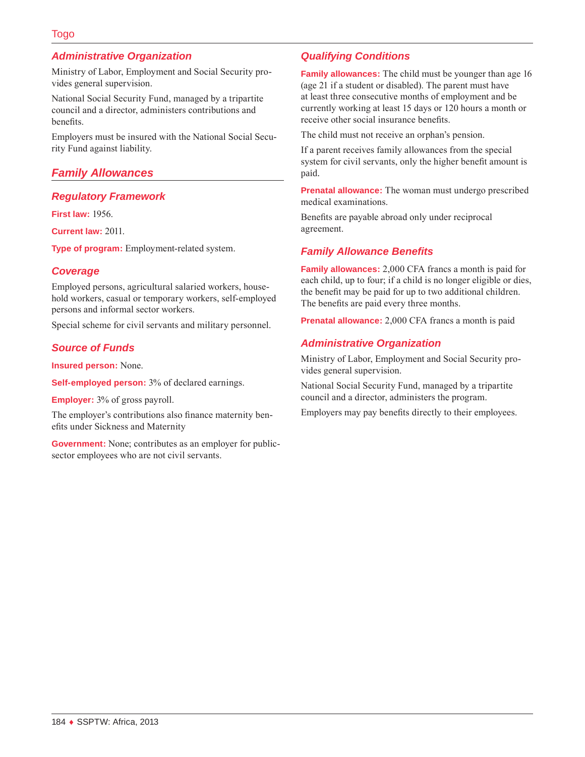## Administrative Organization

Ministry of Labor, Employment and Social Security provides general supervision.

National Social Security Fund, managed by a tripartite council and a director, administers contributions and benefits.

Employers must be insured with the National Social Security Fund against liability.

## Family Allowances

### Regulatory Framework

**First law:** 1956.

**Current law:** 2011.

**Type of program:** Employment-related system.

### Coverage

Employed persons, agricultural salaried workers, household workers, casual or temporary workers, self-employed persons and informal sector workers.

Special scheme for civil servants and military personnel.

### Source of Funds

**Insured person:** None.

**Self-employed person:** 3% of declared earnings.

**Employer:** 3% of gross payroll.

The employer's contributions also finance maternity benefits under Sickness and Maternity

**Government:** None; contributes as an employer for public-sector employees who are not civil servants.

### Qualifying Conditions

**Family allowances:** The child must be younger than age 16 (age 21 if a student or disabled). The parent must have at least three consecutive months of employment and be currently working at least 15 days or 120 hours a month or receive other social insurance benefits.

The child must not receive an orphan's pension.

If a parent receives family allowances from the special system for civil servants, only the higher benefit amount is paid.

**Prenatal allowance:** The woman must undergo prescribed medical examinations.

Benefits are payable abroad only under reciprocal agreement.

### Family Allowance Benefits

**Family allowances:** 2,000 CFA francs a month is paid for each child, up to four; if a child is no longer eligible or dies, the benefit may be paid for up to two additional children. The benefits are paid every three months.

**Prenatal allowance:** 2,000 CFA francs a month is paid

### Administrative Organization

Ministry of Labor, Employment and Social Security provides general supervision.

National Social Security Fund, managed by a tripartite council and a director, administers the program.

Employers may pay benefits directly to their employees.